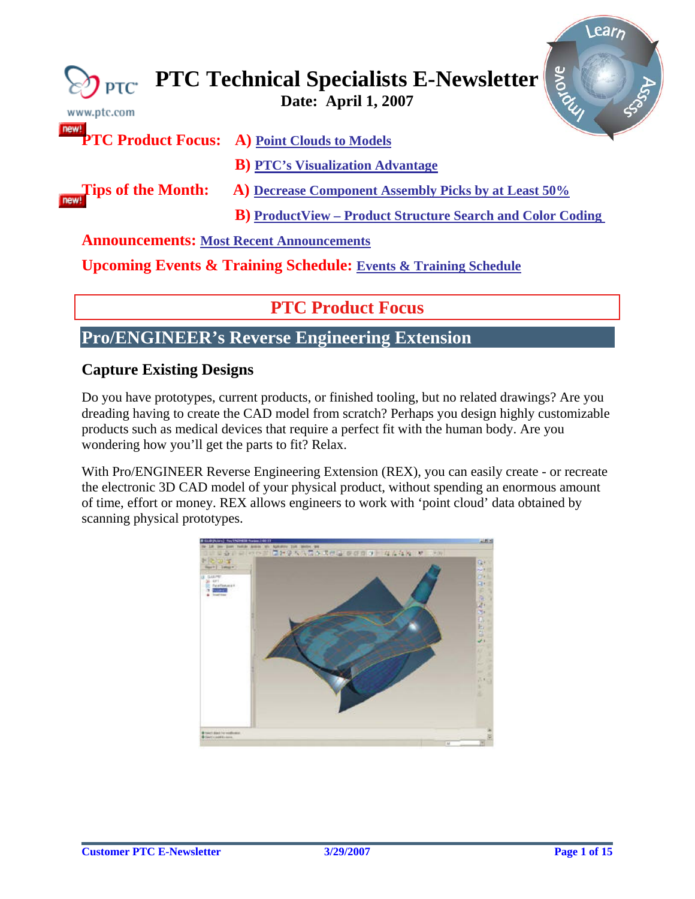# PTC Technical Specialists E-Newsletter

**Date: April 1, 2007**

**PTC Product Focus:** **A)** Point Clouds to Models

**B)** PTC's Visualization Advantage

**Tips of the Month:** **A)** Decrease Component Assembly Picks by at Least 50%

**B)** ProductView – Product Structure Search and Color Coding

**Announcements:** Most Recent Announcements

**Upcoming Events & Training Schedule:** Events & Training Schedule

## PTC Product Focus

## Pro/ENGINEER's Reverse Engineering Extension

### Capture Existing Designs

Do you have prototypes, current products, or finished tooling, but no related drawings? Are you dreading having to create the CAD model from scratch? Perhaps you design highly customizable products such as medical devices that require a perfect fit with the human body. Are you wondering how you'll get the parts to fit? Relax.

With Pro/ENGINEER Reverse Engineering Extension (REX), you can easily create - or recreate the electronic 3D CAD model of your physical product, without spending an enormous amount of time, effort or money. REX allows engineers to work with 'point cloud' data obtained by scanning physical prototypes.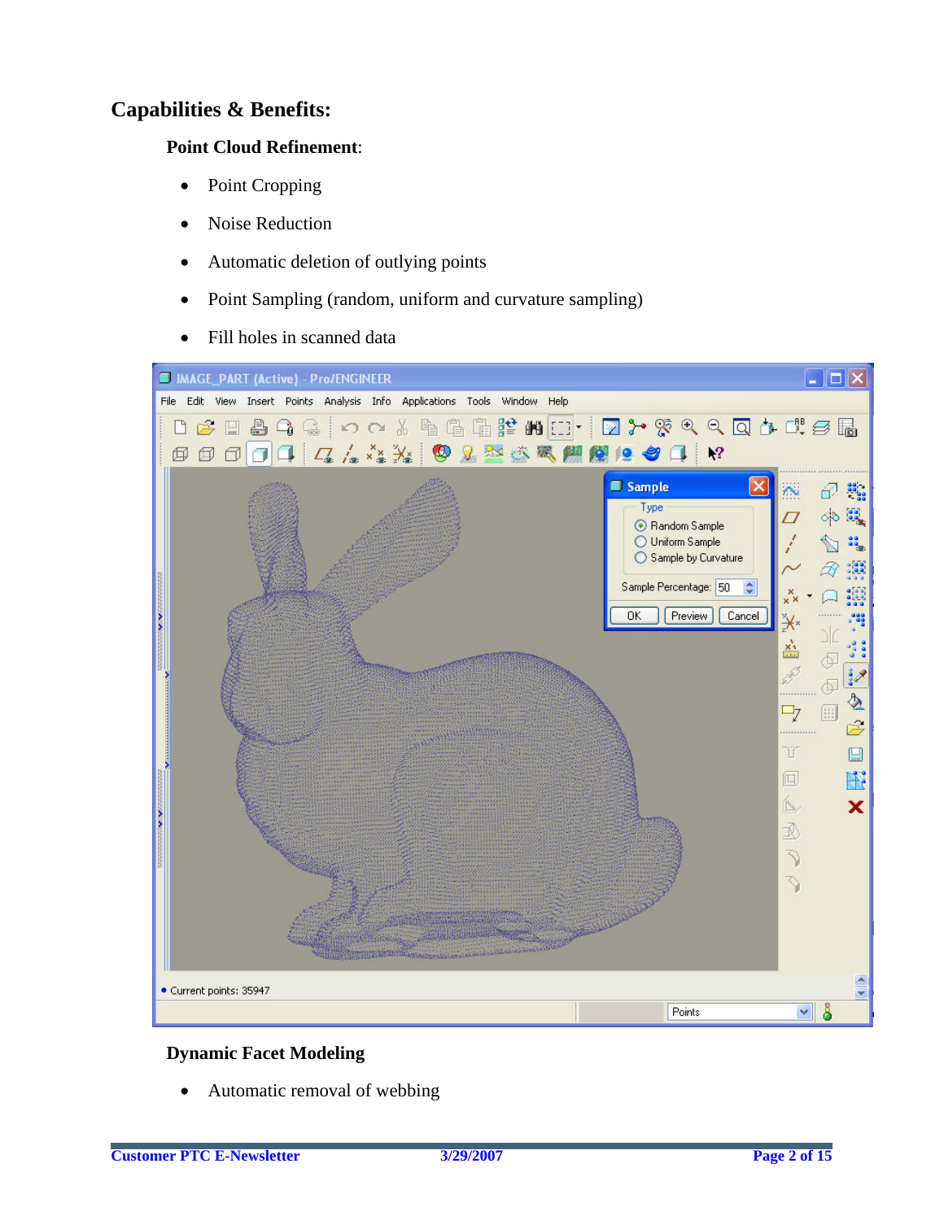## Capabilities & Benefits:

**Point Cloud Refinement**:

- Point Cropping
- Noise Reduction
- Automatic deletion of outlying points
- Point Sampling (random, uniform and curvature sampling)
- Fill holes in scanned data

**Dynamic Facet Modeling**

- Automatic removal of webbing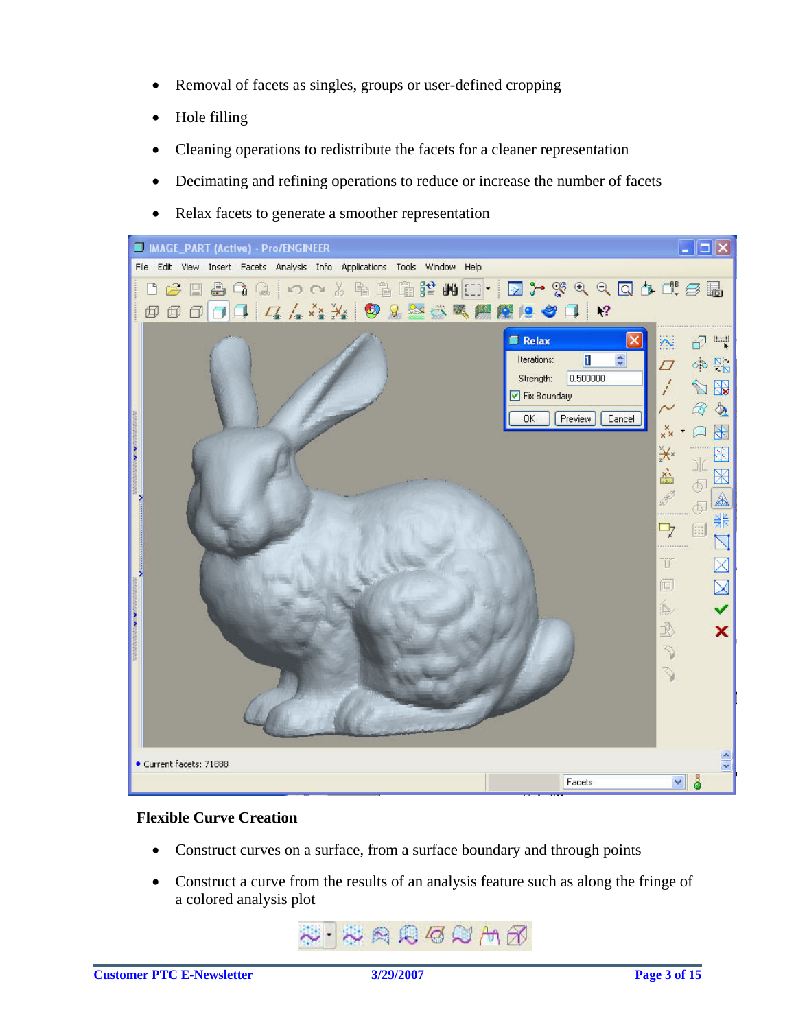- Removal of facets as singles, groups or user-defined cropping
- Hole filling
- Cleaning operations to redistribute the facets for a cleaner representation
- Decimating and refining operations to reduce or increase the number of facets
- Relax facets to generate a smoother representation

**Flexible Curve Creation**

- Construct curves on a surface, from a surface boundary and through points
- Construct a curve from the results of an analysis feature such as along the fringe of a colored analysis plot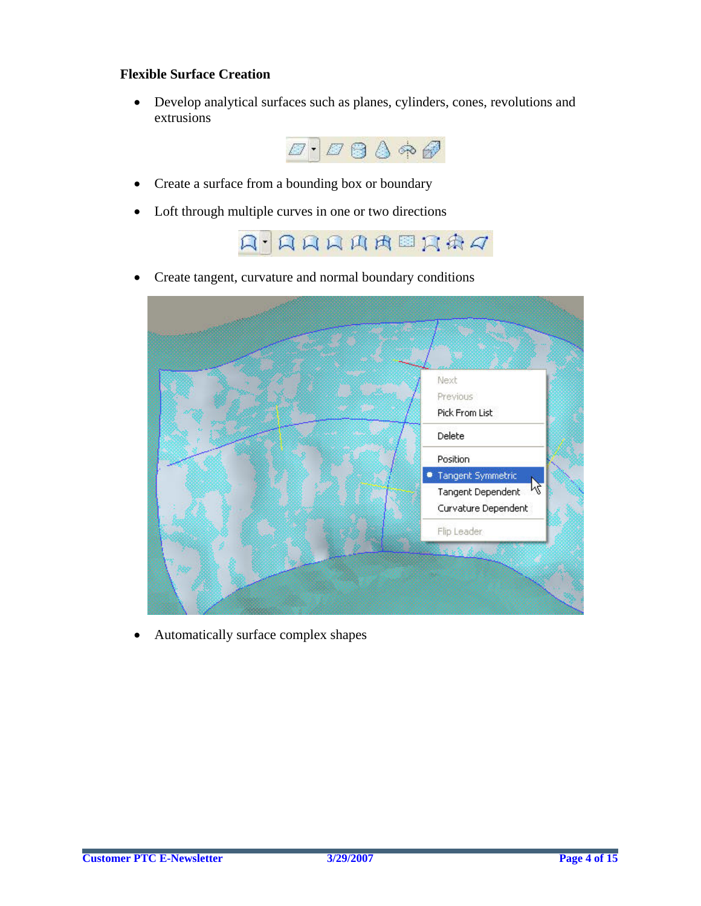### Flexible Surface Creation

- Develop analytical surfaces such as planes, cylinders, cones, revolutions and extrusions
- Create a surface from a bounding box or boundary
- Loft through multiple curves in one or two directions
- Create tangent, curvature and normal boundary conditions
- Automatically surface complex shapes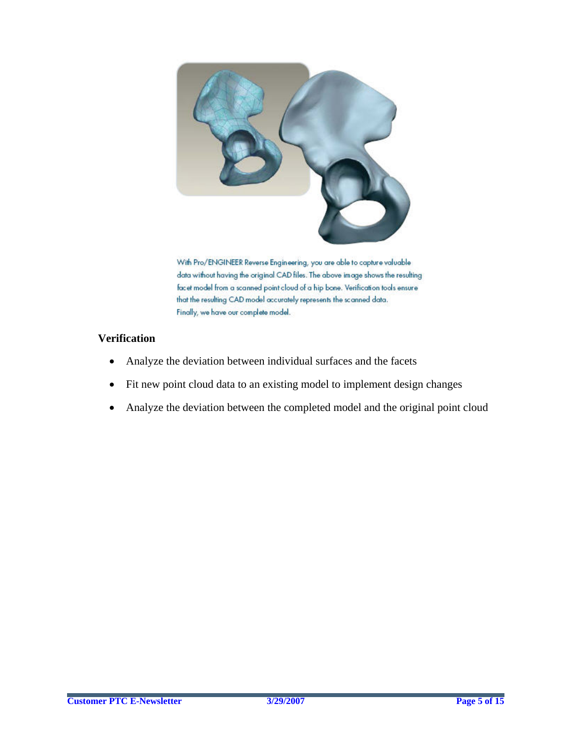With Pro/ENGINEER Reverse Engineering, you are able to capture valuable data without having the original CAD files. The above image shows the resulting facet model from a scanned point cloud of a hip bone. Verification tools ensure that the resulting CAD model accurately represents the scanned data. Finally, we have our complete model.

**Verification**

- Analyze the deviation between individual surfaces and the facets
- Fit new point cloud data to an existing model to implement design changes
- Analyze the deviation between the completed model and the original point cloud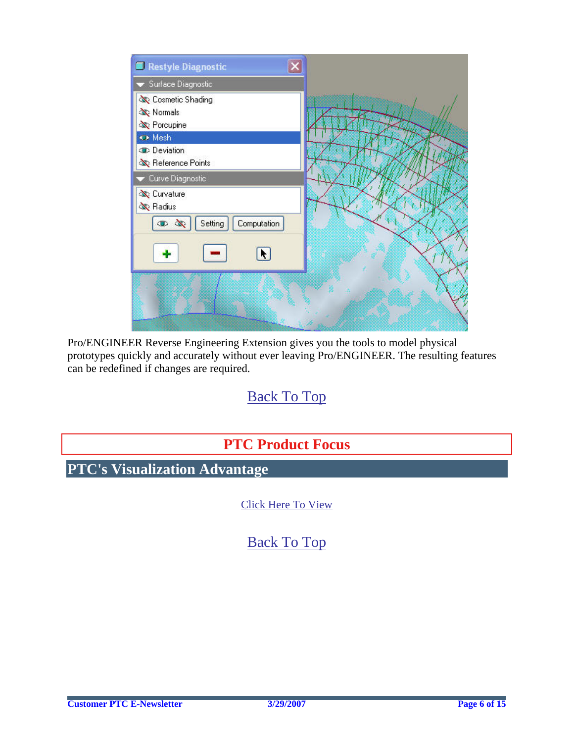Pro/ENGINEER Reverse Engineering Extension gives you the tools to model physical prototypes quickly and accurately without ever leaving Pro/ENGINEER. The resulting features can be redefined if changes are required.

Back To Top

## PTC Product Focus

## PTC's Visualization Advantage

Click Here To View

Back To Top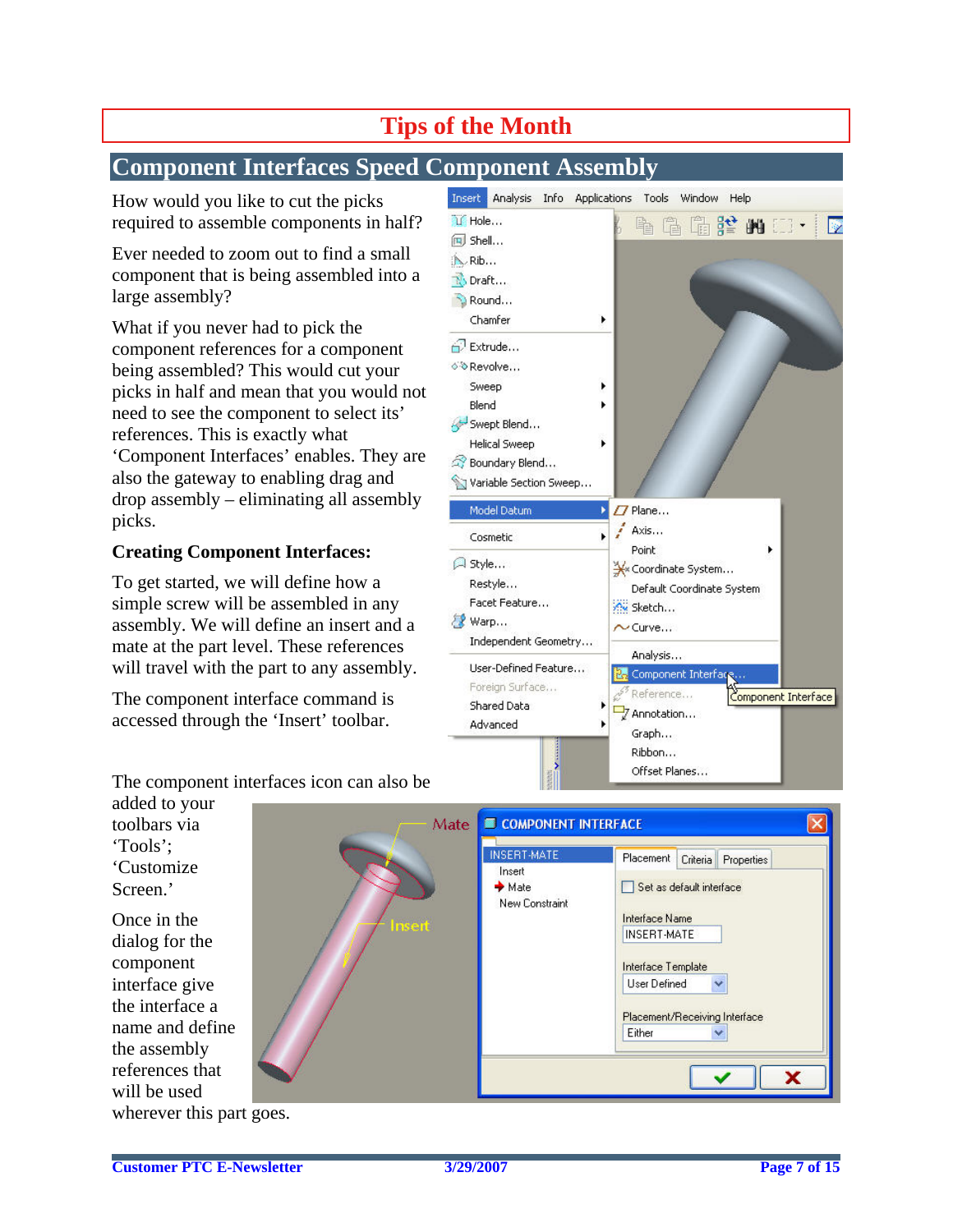# Tips of the Month

## Component Interfaces Speed Component Assembly

How would you like to cut the picks required to assemble components in half?

Ever needed to zoom out to find a small component that is being assembled into a large assembly?

What if you never had to pick the component references for a component being assembled? This would cut your picks in half and mean that you would not need to see the component to select its' references. This is exactly what 'Component Interfaces' enables. They are also the gateway to enabling drag and drop assembly – eliminating all assembly picks.

**Creating Component Interfaces:**

To get started, we will define how a simple screw will be assembled in any assembly. We will define an insert and a mate at the part level. These references will travel with the part to any assembly.

The component interface command is accessed through the 'Insert' toolbar.

The component interfaces icon can also be added to your toolbars via 'Tools'; 'Customize Screen.'

Once in the dialog for the component interface give the interface a name and define the assembly references that will be used wherever this part goes.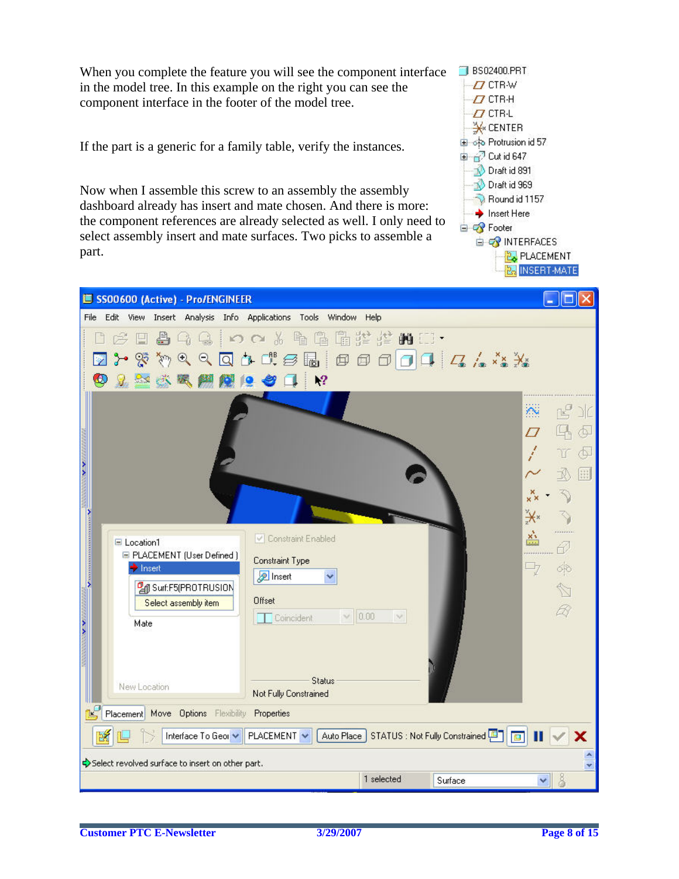When you complete the feature you will see the component interface in the model tree. In this example on the right you can see the component interface in the footer of the model tree.

If the part is a generic for a family table, verify the instances.

Now when I assemble this screw to an assembly the assembly dashboard already has insert and mate chosen. And there is more: the component references are already selected as well. I only need to select assembly insert and mate surfaces. Two picks to assemble a part.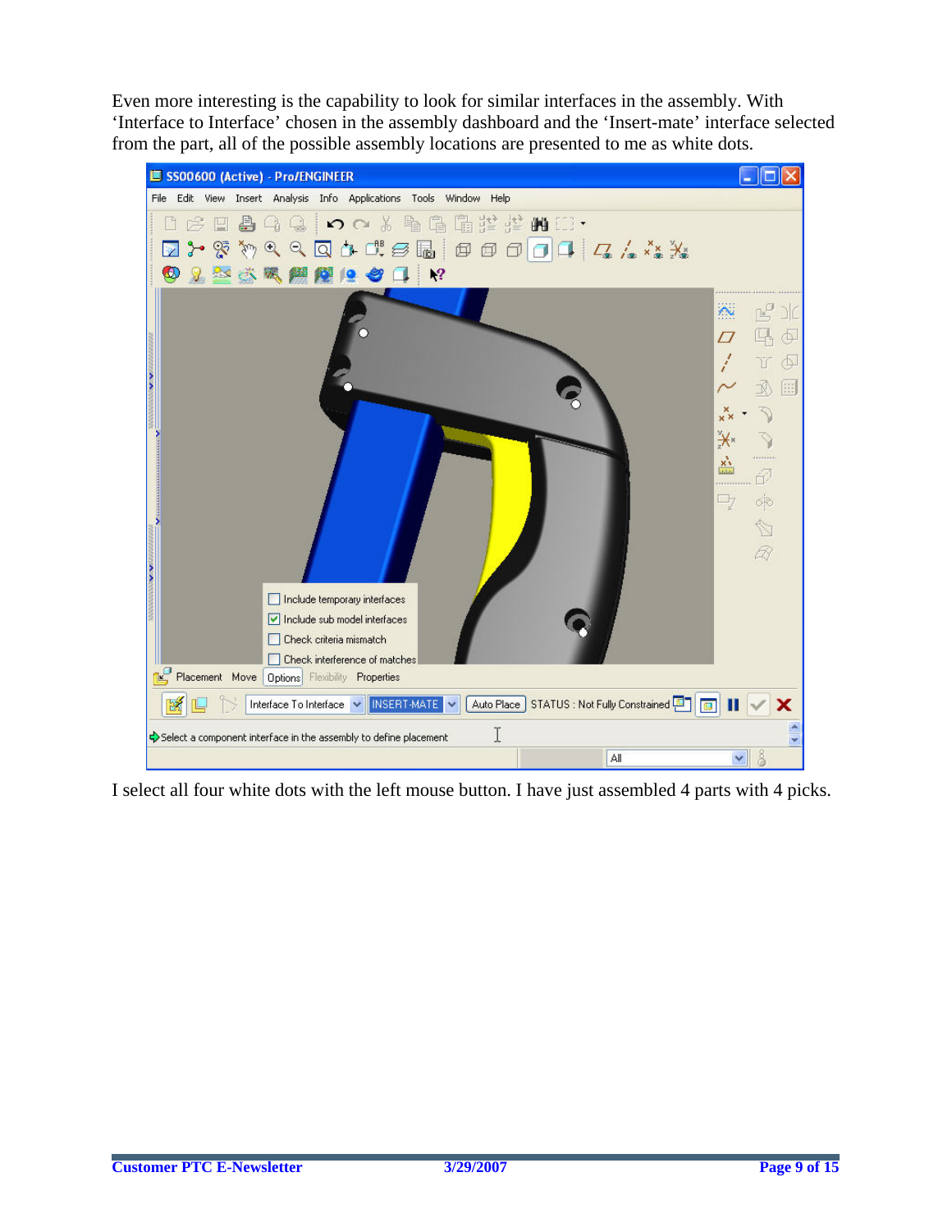Even more interesting is the capability to look for similar interfaces in the assembly. With 'Interface to Interface' chosen in the assembly dashboard and the 'Insert-mate' interface selected from the part, all of the possible assembly locations are presented to me as white dots.

I select all four white dots with the left mouse button. I have just assembled 4 parts with 4 picks.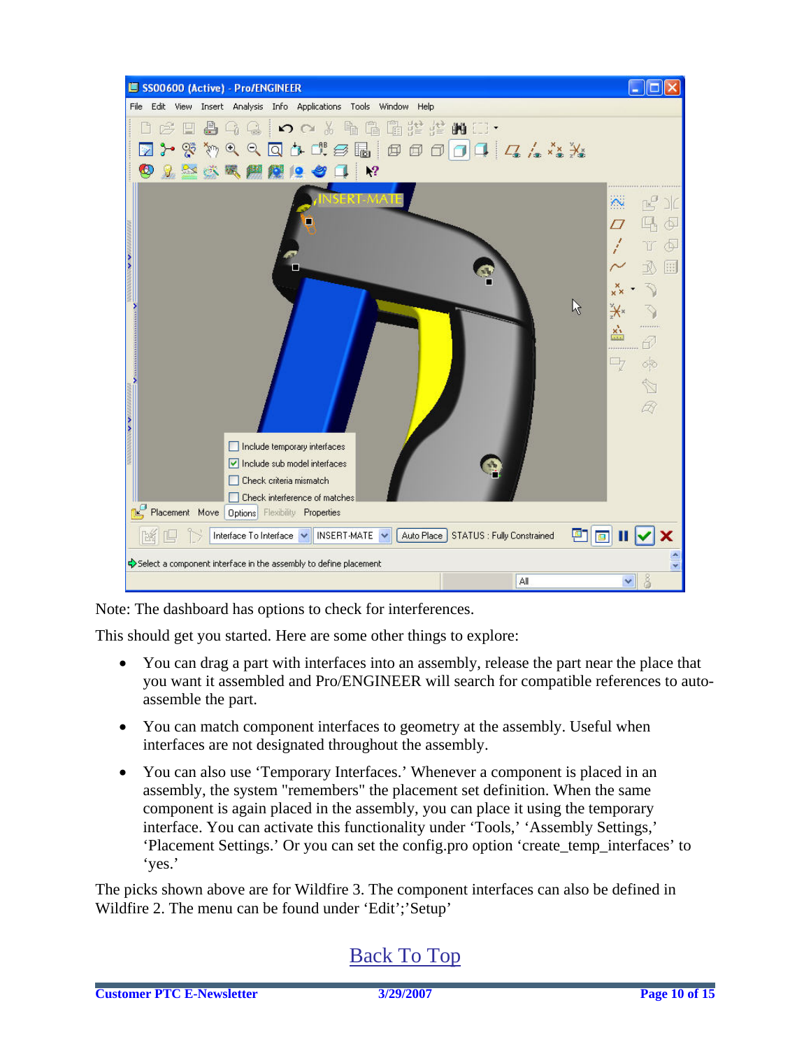Note: The dashboard has options to check for interferences.

This should get you started. Here are some other things to explore:

- You can drag a part with interfaces into an assembly, release the part near the place that you want it assembled and Pro/ENGINEER will search for compatible references to auto-assemble the part.
- You can match component interfaces to geometry at the assembly. Useful when interfaces are not designated throughout the assembly.
- You can also use 'Temporary Interfaces.' Whenever a component is placed in an assembly, the system "remembers" the placement set definition. When the same component is again placed in the assembly, you can place it using the temporary interface. You can activate this functionality under 'Tools,' 'Assembly Settings,' 'Placement Settings.' Or you can set the config.pro option 'create_temp_interfaces' to 'yes.'

The picks shown above are for Wildfire 3. The component interfaces can also be defined in Wildfire 2. The menu can be found under 'Edit';'Setup'

Back To Top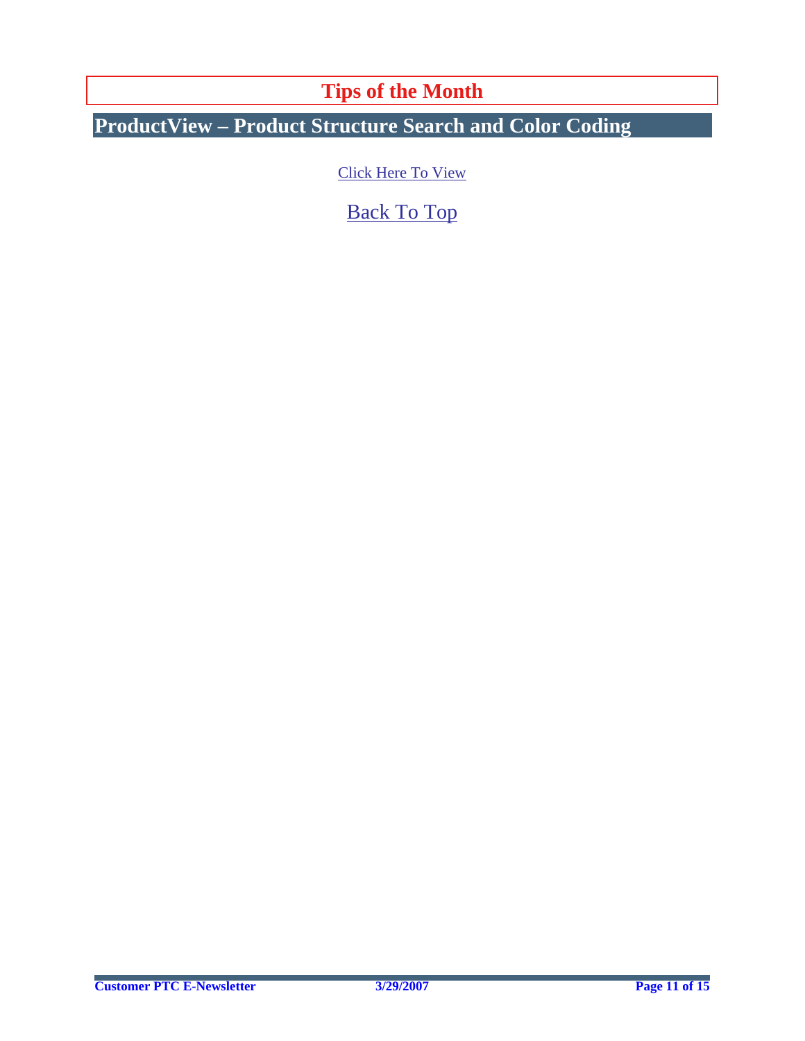# Tips of the Month

## ProductView – Product Structure Search and Color Coding

Click Here To View

Back To Top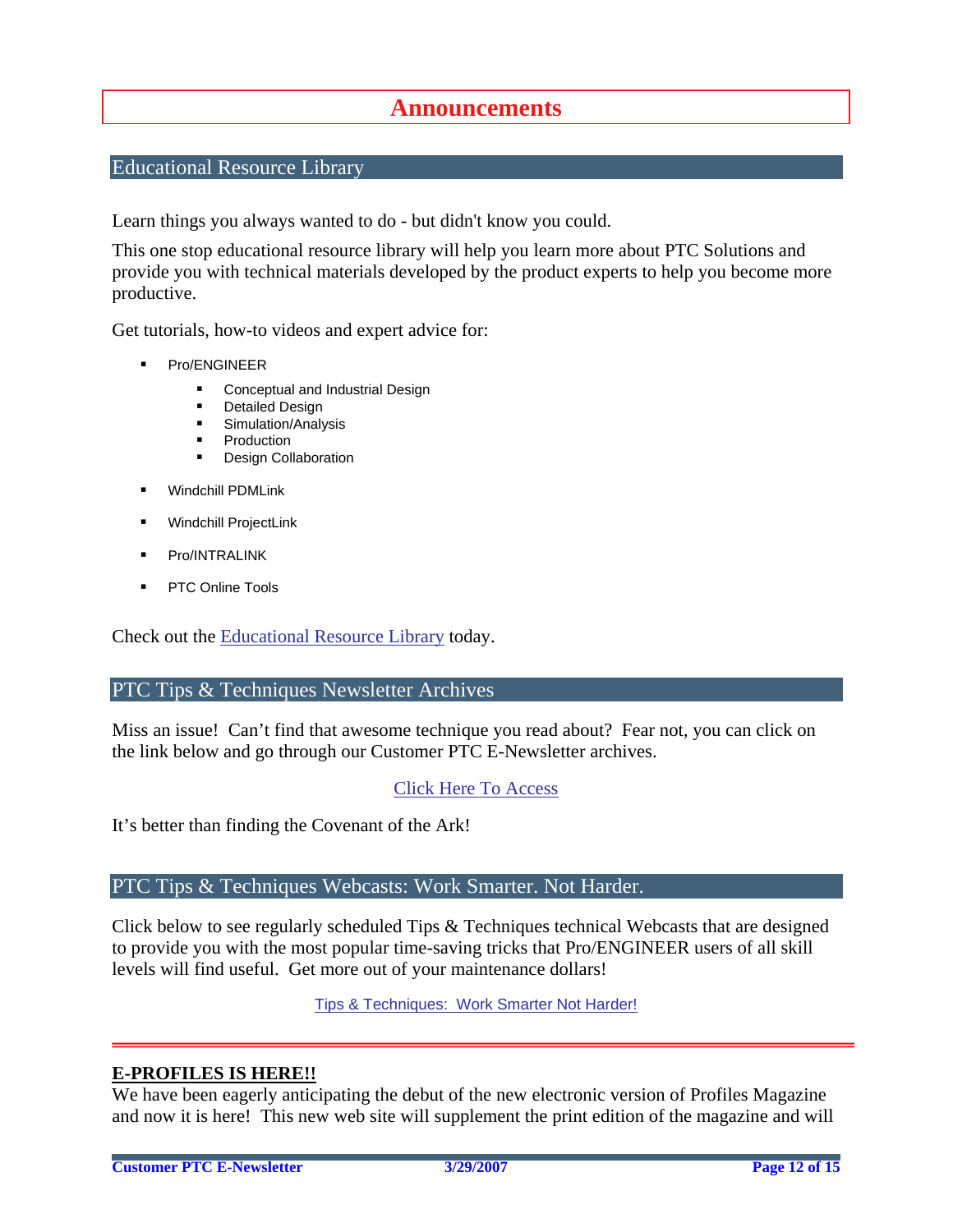# Announcements

## Educational Resource Library

Learn things you always wanted to do - but didn't know you could.

This one stop educational resource library will help you learn more about PTC Solutions and provide you with technical materials developed by the product experts to help you become more productive.

Get tutorials, how-to videos and expert advice for:

- Pro/ENGINEER
  - Conceptual and Industrial Design
  - Detailed Design
  - Simulation/Analysis
  - Production
  - Design Collaboration
- Windchill PDMLink
- Windchill ProjectLink
- Pro/INTRALINK
- PTC Online Tools

Check out the Educational Resource Library today.

## PTC Tips & Techniques Newsletter Archives

Miss an issue! Can't find that awesome technique you read about? Fear not, you can click on the link below and go through our Customer PTC E-Newsletter archives.

Click Here To Access

It's better than finding the Covenant of the Ark!

## PTC Tips & Techniques Webcasts: Work Smarter. Not Harder.

Click below to see regularly scheduled Tips & Techniques technical Webcasts that are designed to provide you with the most popular time-saving tricks that Pro/ENGINEER users of all skill levels will find useful. Get more out of your maintenance dollars!

Tips & Techniques: Work Smarter Not Harder!

---

**E-PROFILES IS HERE!!**

We have been eagerly anticipating the debut of the new electronic version of Profiles Magazine and now it is here! This new web site will supplement the print edition of the magazine and will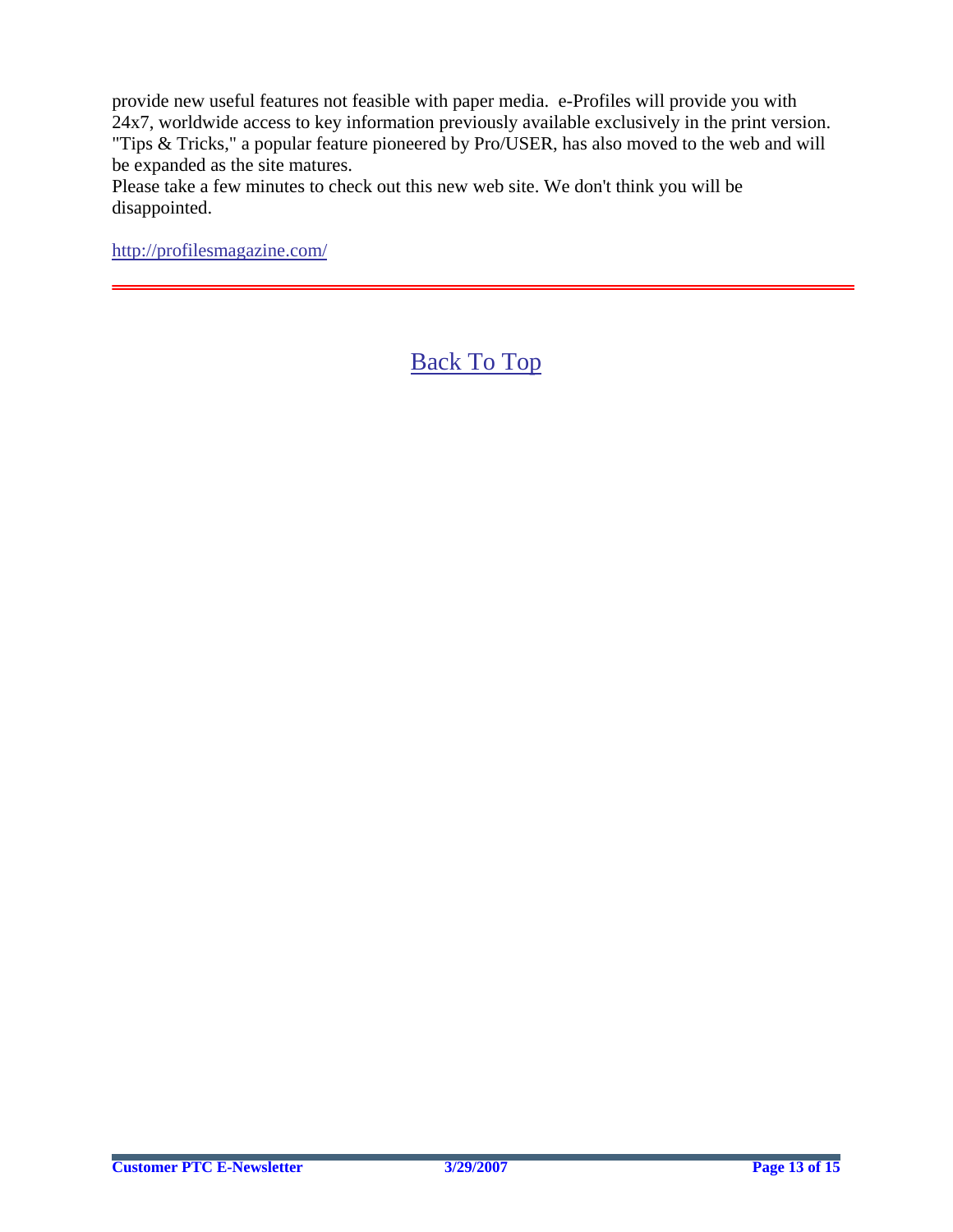provide new useful features not feasible with paper media. e-Profiles will provide you with 24x7, worldwide access to key information previously available exclusively in the print version. "Tips & Tricks," a popular feature pioneered by Pro/USER, has also moved to the web and will be expanded as the site matures.

Please take a few minutes to check out this new web site. We don't think you will be disappointed.

http://profilesmagazine.com/

---

Back To Top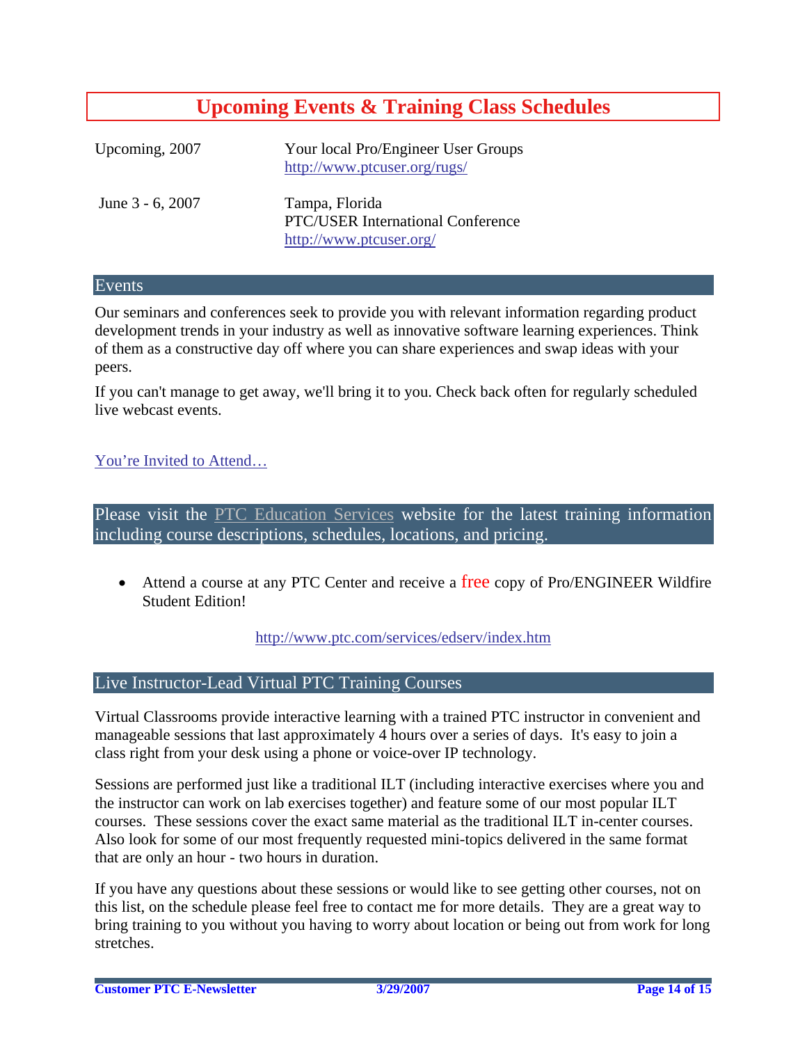# Upcoming Events & Training Class Schedules

| | |
|---|---|
| Upcoming, 2007 | Your local Pro/Engineer User Groups<br>http://www.ptcuser.org/rugs/ |
| June 3 - 6, 2007 | Tampa, Florida<br>PTC/USER International Conference<br>http://www.ptcuser.org/ |

## Events

Our seminars and conferences seek to provide you with relevant information regarding product development trends in your industry as well as innovative software learning experiences. Think of them as a constructive day off where you can share experiences and swap ideas with your peers.

If you can't manage to get away, we'll bring it to you. Check back often for regularly scheduled live webcast events.

You're Invited to Attend…

## Please visit the PTC Education Services website for the latest training information including course descriptions, schedules, locations, and pricing.

- Attend a course at any PTC Center and receive a free copy of Pro/ENGINEER Wildfire Student Edition!

http://www.ptc.com/services/edserv/index.htm

## Live Instructor-Lead Virtual PTC Training Courses

Virtual Classrooms provide interactive learning with a trained PTC instructor in convenient and manageable sessions that last approximately 4 hours over a series of days. It's easy to join a class right from your desk using a phone or voice-over IP technology.

Sessions are performed just like a traditional ILT (including interactive exercises where you and the instructor can work on lab exercises together) and feature some of our most popular ILT courses. These sessions cover the exact same material as the traditional ILT in-center courses. Also look for some of our most frequently requested mini-topics delivered in the same format that are only an hour - two hours in duration.

If you have any questions about these sessions or would like to see getting other courses, not on this list, on the schedule please feel free to contact me for more details. They are a great way to bring training to you without you having to worry about location or being out from work for long stretches.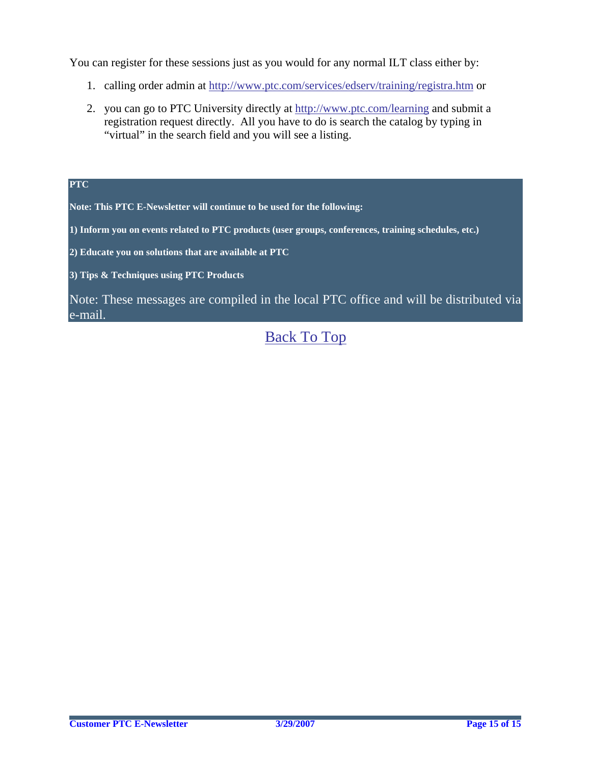You can register for these sessions just as you would for any normal ILT class either by:

1. calling order admin at http://www.ptc.com/services/edserv/training/registra.htm or
2. you can go to PTC University directly at http://www.ptc.com/learning and submit a registration request directly. All you have to do is search the catalog by typing in "virtual" in the search field and you will see a listing.

**PTC**

**Note: This PTC E-Newsletter will continue to be used for the following:**

**1) Inform you on events related to PTC products (user groups, conferences, training schedules, etc.)**

**2) Educate you on solutions that are available at PTC**

**3) Tips & Techniques using PTC Products**

Note: These messages are compiled in the local PTC office and will be distributed via e-mail.

Back To Top